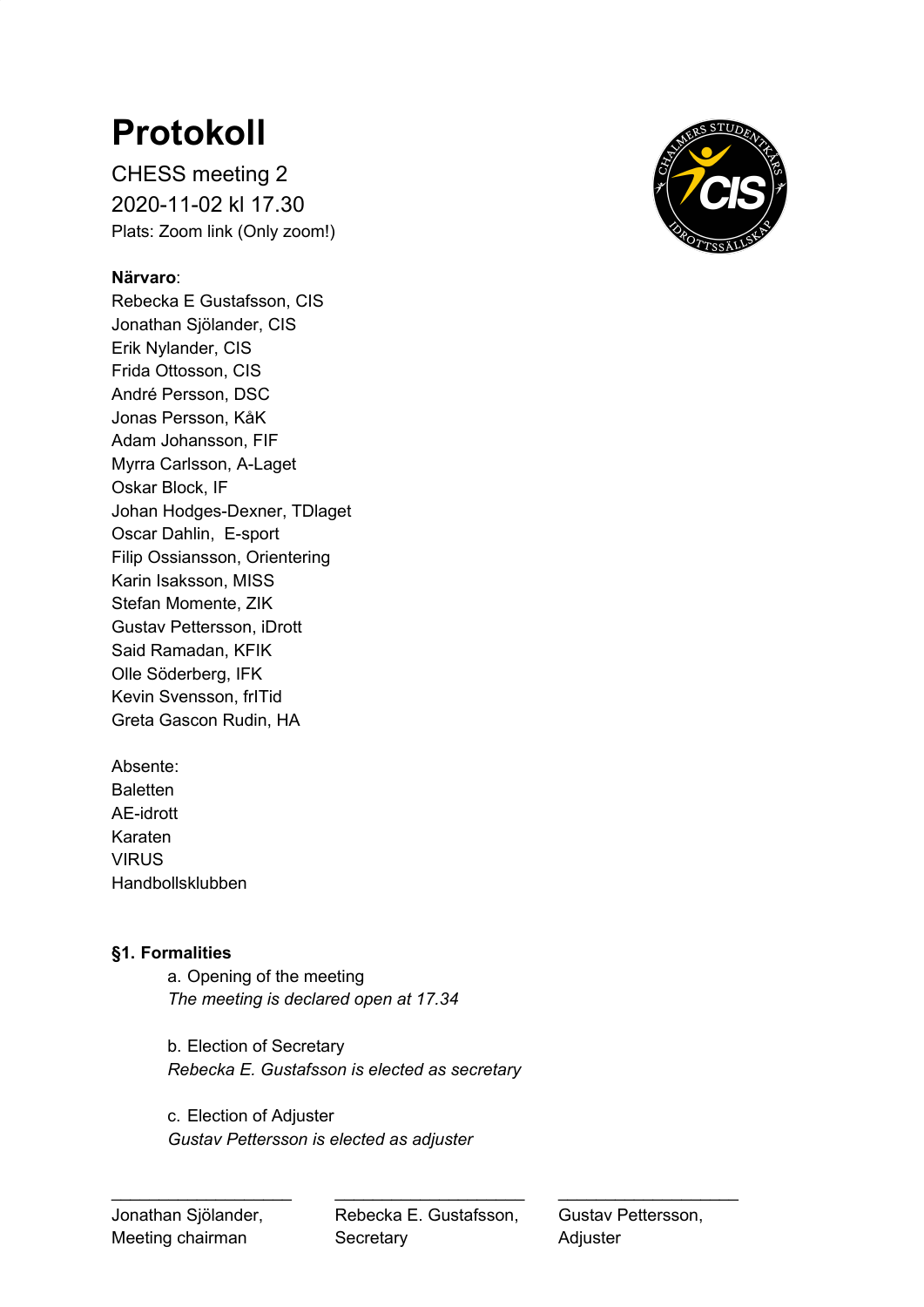# Protokoll

CHESS meeting 2
2020-11-02 kl 17.30
Plats: Zoom link (Only zoom!)

**Närvaro**:
Rebecka E Gustafsson, CIS
Jonathan Sjölander, CIS
Erik Nylander, CIS
Frida Ottosson, CIS
André Persson, DSC
Jonas Persson, KåK
Adam Johansson, FIF
Myrra Carlsson, A-Laget
Oskar Block, IF
Johan Hodges-Dexner, TDlaget
Oscar Dahlin, E-sport
Filip Ossiansson, Orientering
Karin Isaksson, MISS
Stefan Momente, ZIK
Gustav Pettersson, iDrott
Said Ramadan, KFIK
Olle Söderberg, IFK
Kevin Svensson, frITid
Greta Gascon Rudin, HA

Absente:
Baletten
AE-idrott
Karaten
VIRUS
Handbollsklubben

**§1. Formalities**

a. Opening of the meeting
*The meeting is declared open at 17.34*

b. Election of Secretary
*Rebecka E. Gustafsson is elected as secretary*

c. Election of Adjuster
*Gustav Pettersson is elected as adjuster*

| ____________________ | ____________________ | ____________________ |
|---|---|---|
| Jonathan Sjölander, Meeting chairman | Rebecka E. Gustafsson, Secretary | Gustav Pettersson, Adjuster |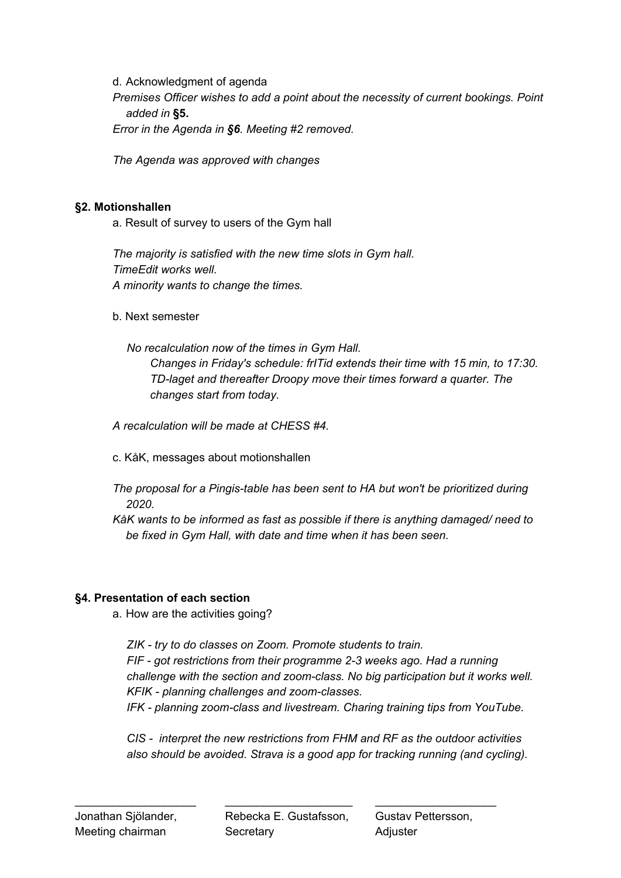d. Acknowledgment of agenda

*Premises Officer wishes to add a point about the necessity of current bookings. Point added in* **§5.**

*Error in the Agenda in* ***§6****. Meeting #2 removed.*

*The Agenda was approved with changes*

### §2. Motionshallen

a. Result of survey to users of the Gym hall

*The majority is satisfied with the new time slots in Gym hall.*
*TimeEdit works well.*
*A minority wants to change the times.*

b. Next semester

*No recalculation now of the times in Gym Hall.*

*Changes in Friday's schedule: frITid extends their time with 15 min, to 17:30. TD-laget and thereafter Droopy move their times forward a quarter. The changes start from today.*

*A recalculation will be made at CHESS #4.*

c. KåK, messages about motionshallen

*The proposal for a Pingis-table has been sent to HA but won't be prioritized during 2020.*

*KåK wants to be informed as fast as possible if there is anything damaged/ need to be fixed in Gym Hall, with date and time when it has been seen.*

### §4. Presentation of each section

a. How are the activities going?

*ZIK - try to do classes on Zoom. Promote students to train.*
*FIF - got restrictions from their programme 2-3 weeks ago. Had a running challenge with the section and zoom-class. No big participation but it works well.*
*KFIK - planning challenges and zoom-classes.*
*IFK - planning zoom-class and livestream. Charing training tips from YouTube.*

*CIS - interpret the new restrictions from FHM and RF as the outdoor activities also should be avoided. Strava is a good app for tracking running (and cycling).*

| ____________________ | ____________________ | ____________________ |
|---|---|---|
| Jonathan Sjölander, Meeting chairman | Rebecka E. Gustafsson, Secretary | Gustav Pettersson, Adjuster |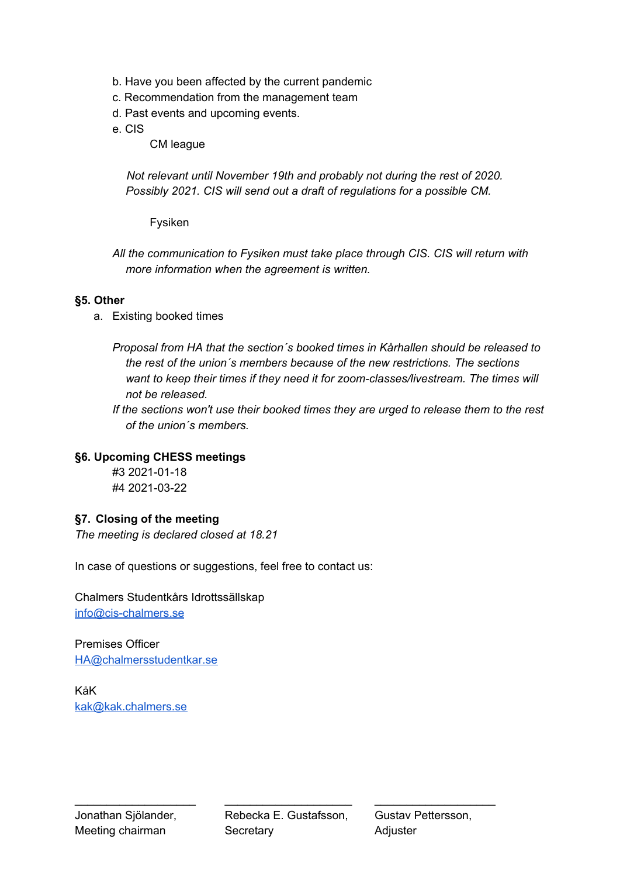b. Have you been affected by the current pandemic
c. Recommendation from the management team
d. Past events and upcoming events.
e. CIS

CM league

*Not relevant until November 19th and probably not during the rest of 2020. Possibly 2021. CIS will send out a draft of regulations for a possible CM.*

Fysiken

*All the communication to Fysiken must take place through CIS. CIS will return with more information when the agreement is written.*

**§5. Other**

a. Existing booked times

*Proposal from HA that the section´s booked times in Kårhallen should be released to the rest of the union´s members because of the new restrictions. The sections want to keep their times if they need it for zoom-classes/livestream. The times will not be released.*

*If the sections won't use their booked times they are urged to release them to the rest of the union´s members.*

**§6. Upcoming CHESS meetings**

#3 2021-01-18
#4 2021-03-22

**§7. Closing of the meeting**

*The meeting is declared closed at 18.21*

In case of questions or suggestions, feel free to contact us:

Chalmers Studentkårs Idrottssällskap
info@cis-chalmers.se

Premises Officer
HA@chalmersstudentkar.se

KåK
kak@kak.chalmers.se

| | | |
|---|---|---|
| ____________________ | ____________________ | ____________________ |
| Jonathan Sjölander, Meeting chairman | Rebecka E. Gustafsson, Secretary | Gustav Pettersson, Adjuster |